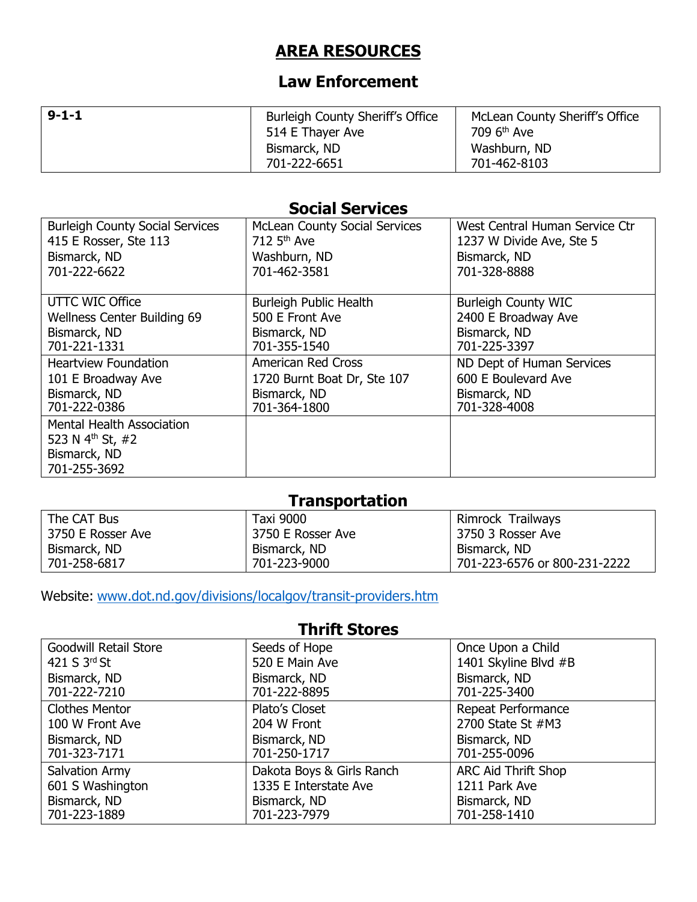# AREA RESOURCES

## Law Enforcement

| 9-1-1 | Burleigh County Sheriff's Office<br>514 E Thayer Ave<br>Bismarck, ND<br>701-222-6651 | McLean County Sheriff's Office<br>709 6th Ave<br>Washburn, ND<br>701-462-8103 |
|---|---|---|

## Social Services

| Burleigh County Social Services<br>415 E Rosser, Ste 113<br>Bismarck, ND<br>701-222-6622 | McLean County Social Services<br>712 5th Ave<br>Washburn, ND<br>701-462-3581 | West Central Human Service Ctr<br>1237 W Divide Ave, Ste 5<br>Bismarck, ND<br>701-328-8888 |
|---|---|---|
| UTTC WIC Office<br>Wellness Center Building 69<br>Bismarck, ND<br>701-221-1331 | Burleigh Public Health<br>500 E Front Ave<br>Bismarck, ND<br>701-355-1540 | Burleigh County WIC<br>2400 E Broadway Ave<br>Bismarck, ND<br>701-225-3397 |
| Heartview Foundation<br>101 E Broadway Ave<br>Bismarck, ND<br>701-222-0386 | American Red Cross<br>1720 Burnt Boat Dr, Ste 107<br>Bismarck, ND<br>701-364-1800 | ND Dept of Human Services<br>600 E Boulevard Ave<br>Bismarck, ND<br>701-328-4008 |
| Mental Health Association<br>523 N 4th St, #2<br>Bismarck, ND<br>701-255-3692 | | |

## Transportation

| The CAT Bus<br>3750 E Rosser Ave<br>Bismarck, ND<br>701-258-6817 | Taxi 9000<br>3750 E Rosser Ave<br>Bismarck, ND<br>701-223-9000 | Rimrock Trailways<br>3750 3 Rosser Ave<br>Bismarck, ND<br>701-223-6576 or 800-231-2222 |
|---|---|---|

Website: www.dot.nd.gov/divisions/localgov/transit-providers.htm

## Thrift Stores

| Goodwill Retail Store<br>421 S 3rd St<br>Bismarck, ND<br>701-222-7210 | Seeds of Hope<br>520 E Main Ave<br>Bismarck, ND<br>701-222-8895 | Once Upon a Child<br>1401 Skyline Blvd #B<br>Bismarck, ND<br>701-225-3400 |
|---|---|---|
| Clothes Mentor<br>100 W Front Ave<br>Bismarck, ND<br>701-323-7171 | Plato's Closet<br>204 W Front<br>Bismarck, ND<br>701-250-1717 | Repeat Performance<br>2700 State St #M3<br>Bismarck, ND<br>701-255-0096 |
| Salvation Army<br>601 S Washington<br>Bismarck, ND<br>701-223-1889 | Dakota Boys & Girls Ranch<br>1335 E Interstate Ave<br>Bismarck, ND<br>701-223-7979 | ARC Aid Thrift Shop<br>1211 Park Ave<br>Bismarck, ND<br>701-258-1410 |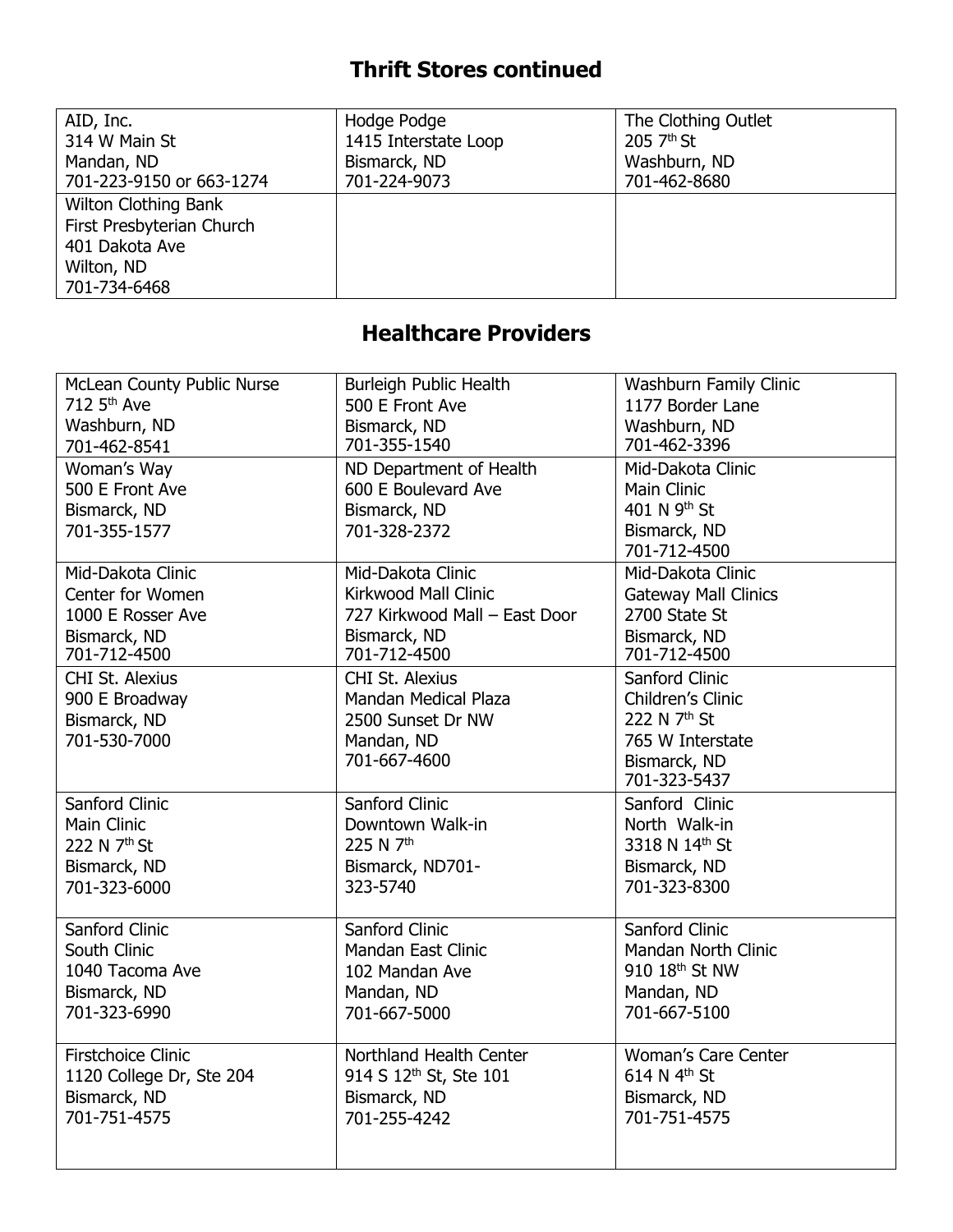## Thrift Stores continued

| | | |
|---|---|---|
| AID, Inc.<br>314 W Main St<br>Mandan, ND<br>701-223-9150 or 663-1274 | Hodge Podge<br>1415 Interstate Loop<br>Bismarck, ND<br>701-224-9073 | The Clothing Outlet<br>205 7th St<br>Washburn, ND<br>701-462-8680 |
| Wilton Clothing Bank<br>First Presbyterian Church<br>401 Dakota Ave<br>Wilton, ND<br>701-734-6468 | | |

## Healthcare Providers

| | | |
|---|---|---|
| McLean County Public Nurse<br>712 5th Ave<br>Washburn, ND<br>701-462-8541 | Burleigh Public Health<br>500 E Front Ave<br>Bismarck, ND<br>701-355-1540 | Washburn Family Clinic<br>1177 Border Lane<br>Washburn, ND<br>701-462-3396 |
| Woman's Way<br>500 E Front Ave<br>Bismarck, ND<br>701-355-1577 | ND Department of Health<br>600 E Boulevard Ave<br>Bismarck, ND<br>701-328-2372 | Mid-Dakota Clinic<br>Main Clinic<br>401 N 9th St<br>Bismarck, ND<br>701-712-4500 |
| Mid-Dakota Clinic<br>Center for Women<br>1000 E Rosser Ave<br>Bismarck, ND<br>701-712-4500 | Mid-Dakota Clinic<br>Kirkwood Mall Clinic<br>727 Kirkwood Mall – East Door<br>Bismarck, ND<br>701-712-4500 | Mid-Dakota Clinic<br>Gateway Mall Clinics<br>2700 State St<br>Bismarck, ND<br>701-712-4500 |
| CHI St. Alexius<br>900 E Broadway<br>Bismarck, ND<br>701-530-7000 | CHI St. Alexius<br>Mandan Medical Plaza<br>2500 Sunset Dr NW<br>Mandan, ND<br>701-667-4600 | Sanford Clinic<br>Children's Clinic<br>222 N 7th St<br>765 W Interstate<br>Bismarck, ND<br>701-323-5437 |
| Sanford Clinic<br>Main Clinic<br>222 N 7th St<br>Bismarck, ND<br>701-323-6000 | Sanford Clinic<br>Downtown Walk-in<br>225 N 7th<br>Bismarck, ND701-<br>323-5740 | Sanford Clinic<br>North Walk-in<br>3318 N 14th St<br>Bismarck, ND<br>701-323-8300 |
| Sanford Clinic<br>South Clinic<br>1040 Tacoma Ave<br>Bismarck, ND<br>701-323-6990 | Sanford Clinic<br>Mandan East Clinic<br>102 Mandan Ave<br>Mandan, ND<br>701-667-5000 | Sanford Clinic<br>Mandan North Clinic<br>910 18th St NW<br>Mandan, ND<br>701-667-5100 |
| Firstchoice Clinic<br>1120 College Dr, Ste 204<br>Bismarck, ND<br>701-751-4575 | Northland Health Center<br>914 S 12th St, Ste 101<br>Bismarck, ND<br>701-255-4242 | Woman's Care Center<br>614 N 4th St<br>Bismarck, ND<br>701-751-4575 |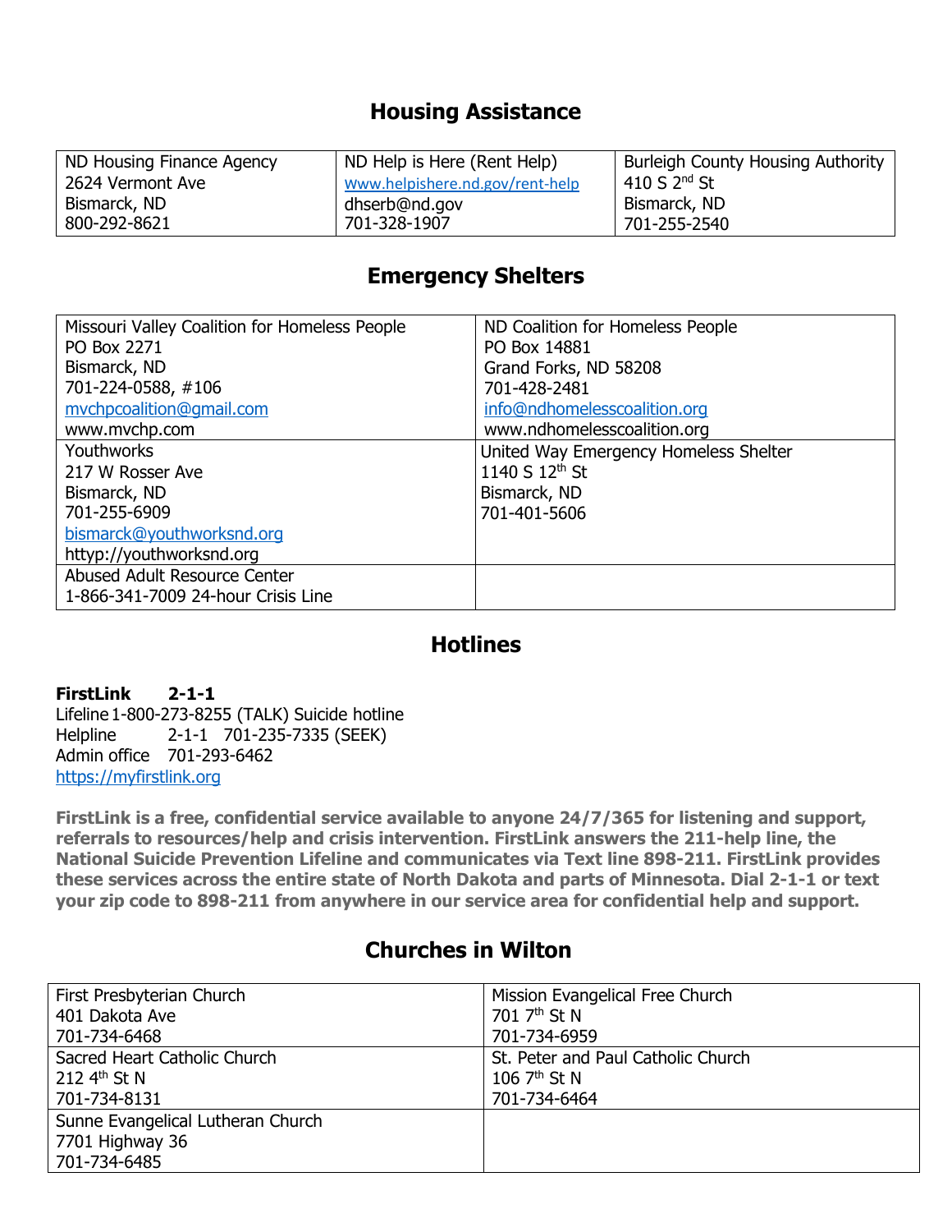## Housing Assistance

| ND Housing Finance Agency<br>2624 Vermont Ave<br>Bismarck, ND<br>800-292-8621 | ND Help is Here (Rent Help)<br>www.helpishere.nd.gov/rent-help<br>dhserb@nd.gov<br>701-328-1907 | Burleigh County Housing Authority<br>410 S 2nd St<br>Bismarck, ND<br>701-255-2540 |
|---|---|---|

## Emergency Shelters

| Missouri Valley Coalition for Homeless People<br>PO Box 2271<br>Bismarck, ND<br>701-224-0588, #106<br>mvchpcoalition@gmail.com<br>www.mvchp.com | ND Coalition for Homeless People<br>PO Box 14881<br>Grand Forks, ND 58208<br>701-428-2481<br>info@ndhomelesscoalition.org<br>www.ndhomelesscoalition.org |
|---|---|
| Youthworks<br>217 W Rosser Ave<br>Bismarck, ND<br>701-255-6909<br>bismarck@youthworksnd.org<br>httyp://youthworksnd.org | United Way Emergency Homeless Shelter<br>1140 S 12th St<br>Bismarck, ND<br>701-401-5606 |
| Abused Adult Resource Center<br>1-866-341-7009 24-hour Crisis Line | |

## Hotlines

**FirstLink 2-1-1**
Lifeline 1-800-273-8255 (TALK) Suicide hotline
Helpline 2-1-1 701-235-7335 (SEEK)
Admin office 701-293-6462
https://myfirstlink.org

**FirstLink is a free, confidential service available to anyone 24/7/365 for listening and support, referrals to resources/help and crisis intervention. FirstLink answers the 211-help line, the National Suicide Prevention Lifeline and communicates via Text line 898-211. FirstLink provides these services across the entire state of North Dakota and parts of Minnesota. Dial 2-1-1 or text your zip code to 898-211 from anywhere in our service area for confidential help and support.**

## Churches in Wilton

| First Presbyterian Church<br>401 Dakota Ave<br>701-734-6468 | Mission Evangelical Free Church<br>701 7th St N<br>701-734-6959 |
|---|---|
| Sacred Heart Catholic Church<br>212 4th St N<br>701-734-8131 | St. Peter and Paul Catholic Church<br>106 7th St N<br>701-734-6464 |
| Sunne Evangelical Lutheran Church<br>7701 Highway 36<br>701-734-6485 | |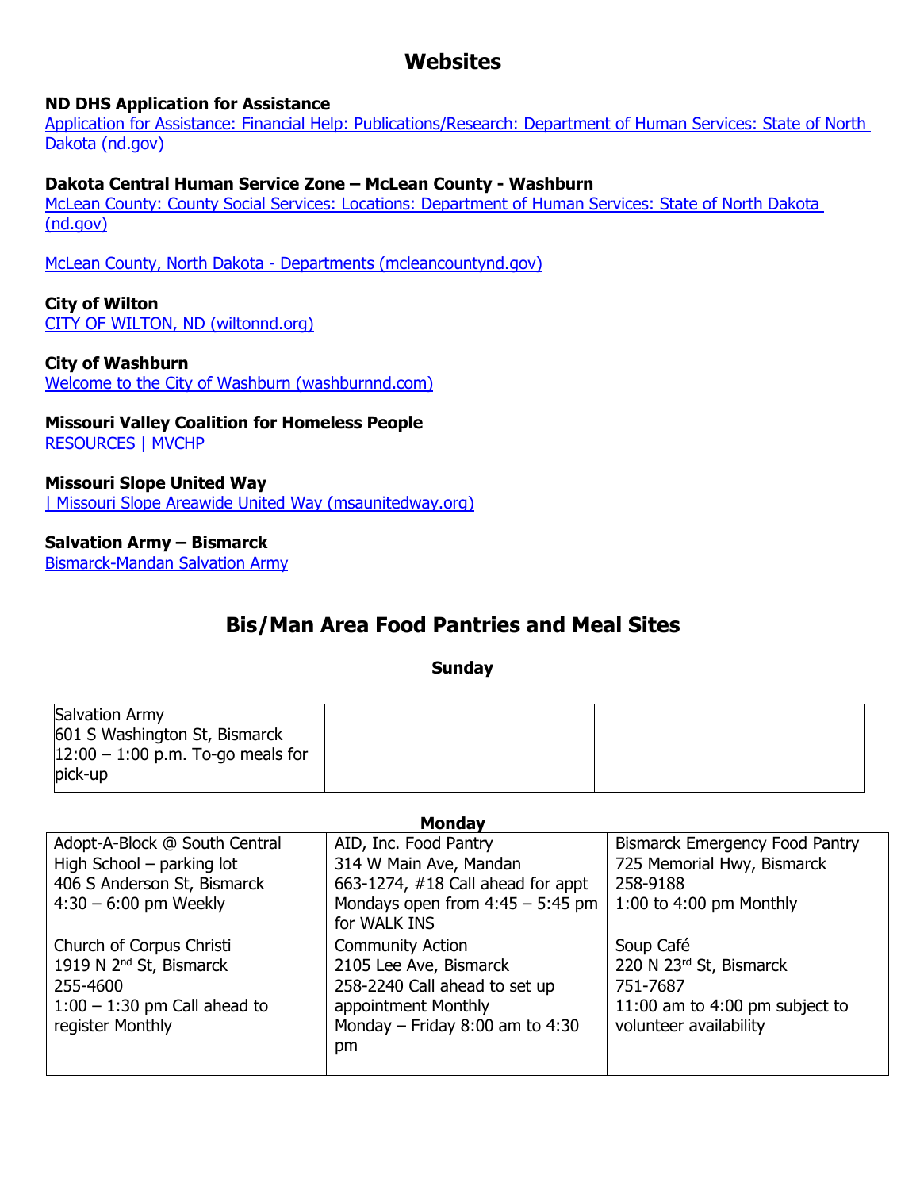# Websites

**ND DHS Application for Assistance**
[Application for Assistance: Financial Help: Publications/Research: Department of Human Services: State of North Dakota (nd.gov)]()

**Dakota Central Human Service Zone – McLean County - Washburn**
[McLean County: County Social Services: Locations: Department of Human Services: State of North Dakota (nd.gov)]()

[McLean County, North Dakota - Departments (mcleancountynd.gov)]()

**City of Wilton**
[CITY OF WILTON, ND (wiltonnd.org)]()

**City of Washburn**
[Welcome to the City of Washburn (washburnnd.com)]()

**Missouri Valley Coalition for Homeless People**
[RESOURCES | MVCHP]()

**Missouri Slope United Way**
[| Missouri Slope Areawide United Way (msaunitedway.org)]()

**Salvation Army – Bismarck**
[Bismarck-Mandan Salvation Army]()

# Bis/Man Area Food Pantries and Meal Sites

**Sunday**

| | | |
|---|---|---|
| Salvation Army<br>601 S Washington St, Bismarck<br>12:00 – 1:00 p.m. To-go meals for pick-up | | |

**Monday**

| | | |
|---|---|---|
| Adopt-A-Block @ South Central High School – parking lot<br>406 S Anderson St, Bismarck<br>4:30 – 6:00 pm Weekly | AID, Inc. Food Pantry<br>314 W Main Ave, Mandan<br>663-1274, #18 Call ahead for appt<br>Mondays open from 4:45 – 5:45 pm for WALK INS | Bismarck Emergency Food Pantry<br>725 Memorial Hwy, Bismarck<br>258-9188<br>1:00 to 4:00 pm Monthly |
| Church of Corpus Christi<br>1919 N 2nd St, Bismarck<br>255-4600<br>1:00 – 1:30 pm Call ahead to register Monthly | Community Action<br>2105 Lee Ave, Bismarck<br>258-2240 Call ahead to set up appointment Monthly<br>Monday – Friday 8:00 am to 4:30 pm | Soup Café<br>220 N 23rd St, Bismarck<br>751-7687<br>11:00 am to 4:00 pm subject to volunteer availability |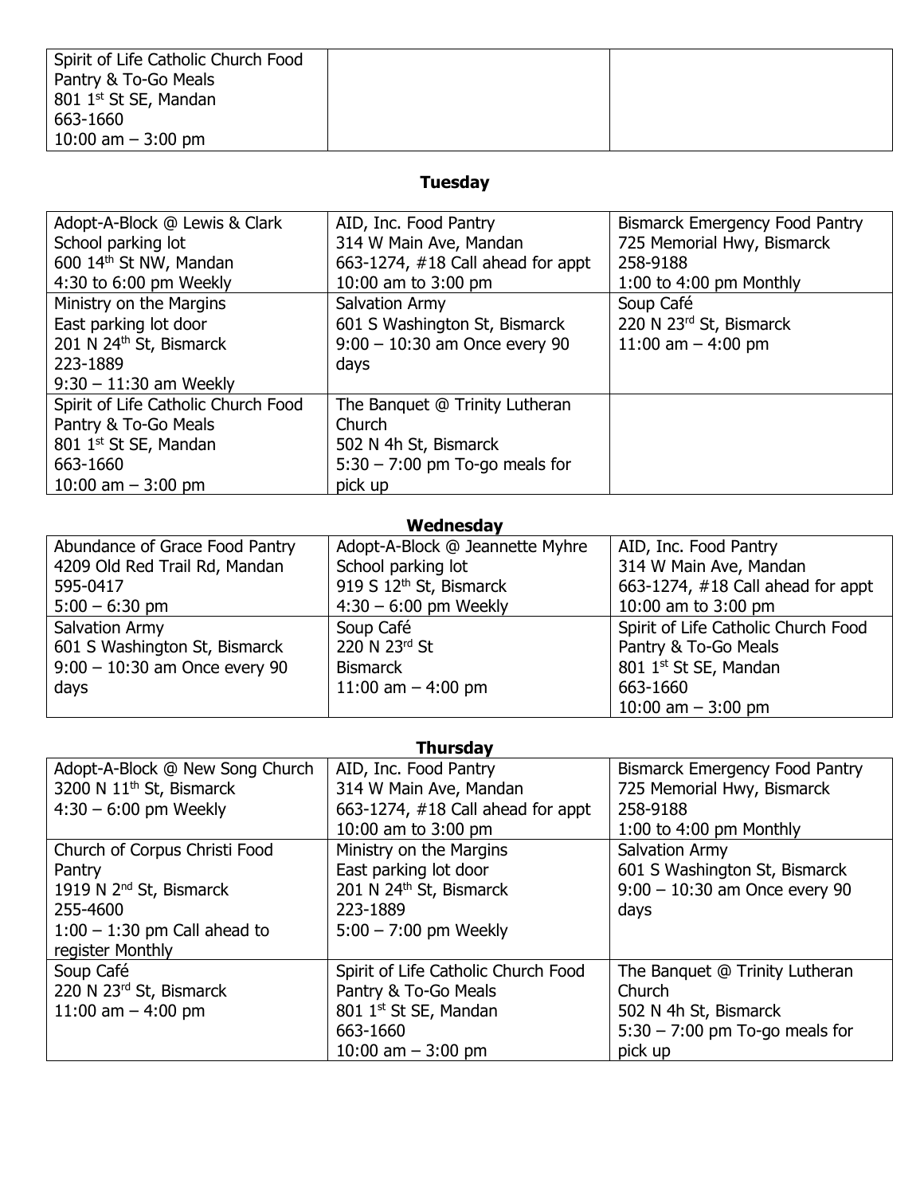| | | |
|---|---|---|
| Spirit of Life Catholic Church Food Pantry & To-Go Meals<br>801 1st St SE, Mandan<br>663-1660<br>10:00 am – 3:00 pm | | |

## Tuesday

| | | |
|---|---|---|
| Adopt-A-Block @ Lewis & Clark School parking lot<br>600 14th St NW, Mandan<br>4:30 to 6:00 pm Weekly | AID, Inc. Food Pantry<br>314 W Main Ave, Mandan<br>663-1274, #18 Call ahead for appt<br>10:00 am to 3:00 pm | Bismarck Emergency Food Pantry<br>725 Memorial Hwy, Bismarck<br>258-9188<br>1:00 to 4:00 pm Monthly |
| Ministry on the Margins<br>East parking lot door<br>201 N 24th St, Bismarck<br>223-1889<br>9:30 – 11:30 am Weekly | Salvation Army<br>601 S Washington St, Bismarck<br>9:00 – 10:30 am Once every 90 days | Soup Café<br>220 N 23rd St, Bismarck<br>11:00 am – 4:00 pm |
| Spirit of Life Catholic Church Food Pantry & To-Go Meals<br>801 1st St SE, Mandan<br>663-1660<br>10:00 am – 3:00 pm | The Banquet @ Trinity Lutheran Church<br>502 N 4h St, Bismarck<br>5:30 – 7:00 pm To-go meals for pick up | |

## Wednesday

| | | |
|---|---|---|
| Abundance of Grace Food Pantry<br>4209 Old Red Trail Rd, Mandan<br>595-0417<br>5:00 – 6:30 pm | Adopt-A-Block @ Jeannette Myhre School parking lot<br>919 S 12th St, Bismarck<br>4:30 – 6:00 pm Weekly | AID, Inc. Food Pantry<br>314 W Main Ave, Mandan<br>663-1274, #18 Call ahead for appt<br>10:00 am to 3:00 pm |
| Salvation Army<br>601 S Washington St, Bismarck<br>9:00 – 10:30 am Once every 90 days | Soup Café<br>220 N 23rd St<br>Bismarck<br>11:00 am – 4:00 pm | Spirit of Life Catholic Church Food Pantry & To-Go Meals<br>801 1st St SE, Mandan<br>663-1660<br>10:00 am – 3:00 pm |

## Thursday

| | | |
|---|---|---|
| Adopt-A-Block @ New Song Church<br>3200 N 11th St, Bismarck<br>4:30 – 6:00 pm Weekly | AID, Inc. Food Pantry<br>314 W Main Ave, Mandan<br>663-1274, #18 Call ahead for appt<br>10:00 am to 3:00 pm | Bismarck Emergency Food Pantry<br>725 Memorial Hwy, Bismarck<br>258-9188<br>1:00 to 4:00 pm Monthly |
| Church of Corpus Christi Food Pantry<br>1919 N 2nd St, Bismarck<br>255-4600<br>1:00 – 1:30 pm Call ahead to register Monthly | Ministry on the Margins<br>East parking lot door<br>201 N 24th St, Bismarck<br>223-1889<br>5:00 – 7:00 pm Weekly | Salvation Army<br>601 S Washington St, Bismarck<br>9:00 – 10:30 am Once every 90 days |
| Soup Café<br>220 N 23rd St, Bismarck<br>11:00 am – 4:00 pm | Spirit of Life Catholic Church Food Pantry & To-Go Meals<br>801 1st St SE, Mandan<br>663-1660<br>10:00 am – 3:00 pm | The Banquet @ Trinity Lutheran Church<br>502 N 4h St, Bismarck<br>5:30 – 7:00 pm To-go meals for pick up |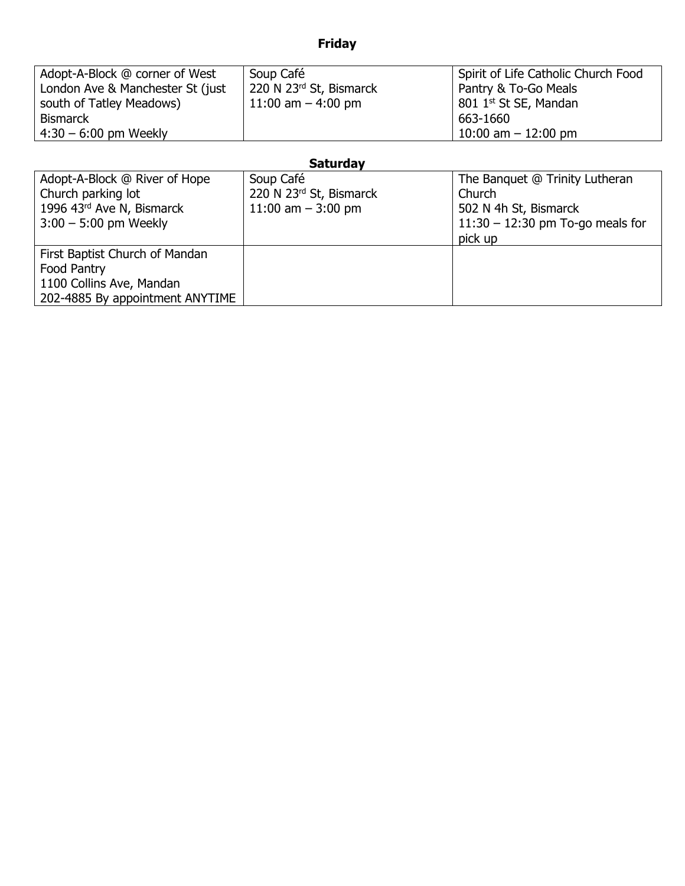**Friday**

| | | |
|---|---|---|
| Adopt-A-Block @ corner of West London Ave & Manchester St (just south of Tatley Meadows)<br>Bismarck<br>4:30 – 6:00 pm Weekly | Soup Café<br>220 N 23rd St, Bismarck<br>11:00 am – 4:00 pm | Spirit of Life Catholic Church Food Pantry & To-Go Meals<br>801 1st St SE, Mandan<br>663-1660<br>10:00 am – 12:00 pm |

**Saturday**

| | | |
|---|---|---|
| Adopt-A-Block @ River of Hope Church parking lot<br>1996 43rd Ave N, Bismarck<br>3:00 – 5:00 pm Weekly | Soup Café<br>220 N 23rd St, Bismarck<br>11:00 am – 3:00 pm | The Banquet @ Trinity Lutheran Church<br>502 N 4h St, Bismarck<br>11:30 – 12:30 pm To-go meals for pick up |
| First Baptist Church of Mandan Food Pantry<br>1100 Collins Ave, Mandan<br>202-4885 By appointment ANYTIME | | |